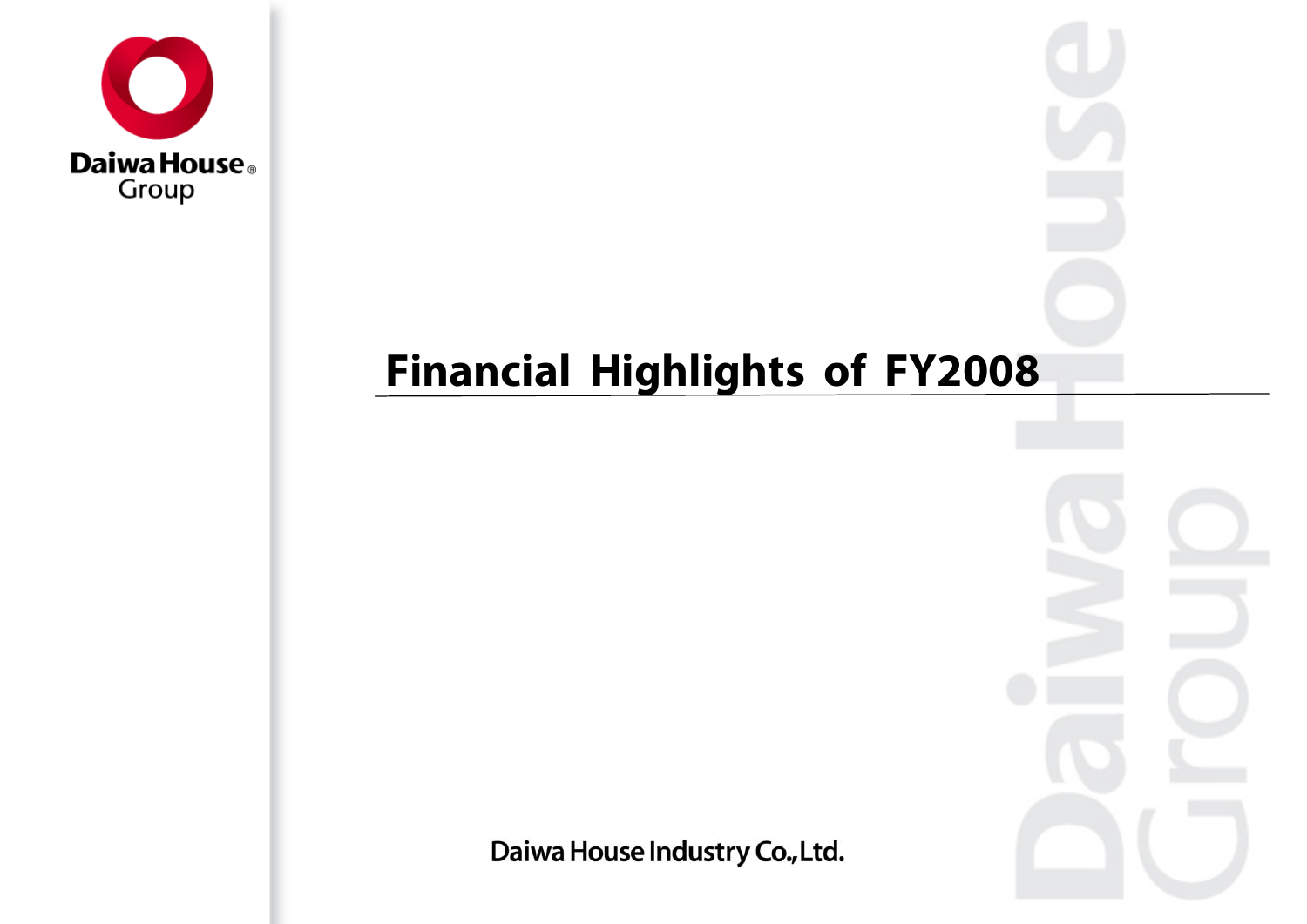Daiwa House Group

# Financial Highlights of FY2008

Daiwa House Industry Co.,Ltd.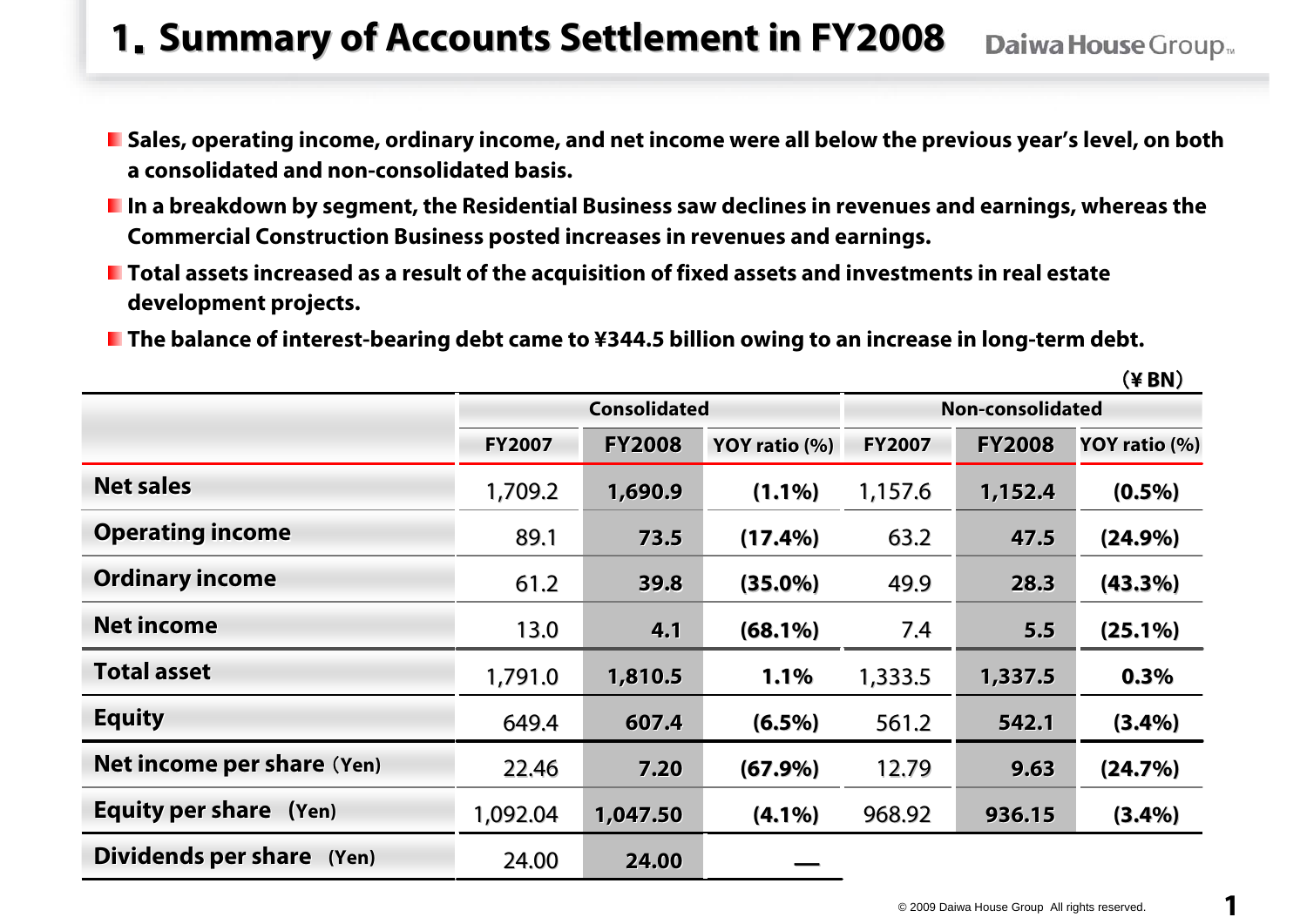# 1. Summary of Accounts Settlement in FY2008

- Sales, operating income, ordinary income, and net income were all below the previous year's level, on both a consolidated and non-consolidated basis.
- In a breakdown by segment, the Residential Business saw declines in revenues and earnings, whereas the Commercial Construction Business posted increases in revenues and earnings.
- Total assets increased as a result of the acquisition of fixed assets and investments in real estate development projects.
- The balance of interest-bearing debt came to ¥344.5 billion owing to an increase in long-term debt.

（¥ BN）

| | Consolidated | | | Non-consolidated | | |
|---|---|---|---|---|---|---|
| | FY2007 | FY2008 | YOY ratio (%) | FY2007 | FY2008 | YOY ratio (%) |
| **Net sales** | 1,709.2 | **1,690.9** | **(1.1%)** | 1,157.6 | **1,152.4** | **(0.5%)** |
| **Operating income** | 89.1 | **73.5** | **(17.4%)** | 63.2 | **47.5** | **(24.9%)** |
| **Ordinary income** | 61.2 | **39.8** | **(35.0%)** | 49.9 | **28.3** | **(43.3%)** |
| **Net income** | 13.0 | **4.1** | **(68.1%)** | 7.4 | **5.5** | **(25.1%)** |
| **Total asset** | 1,791.0 | **1,810.5** | **1.1%** | 1,333.5 | **1,337.5** | **0.3%** |
| **Equity** | 649.4 | **607.4** | **(6.5%)** | 561.2 | **542.1** | **(3.4%)** |
| **Net income per share** (Yen) | 22.46 | **7.20** | **(67.9%)** | 12.79 | **9.63** | **(24.7%)** |
| **Equity per share** (Yen) | 1,092.04 | **1,047.50** | **(4.1%)** | 968.92 | **936.15** | **(3.4%)** |
| **Dividends per share** (Yen) | 24.00 | **24.00** | — | | | |

© 2009 Daiwa House Group All rights reserved.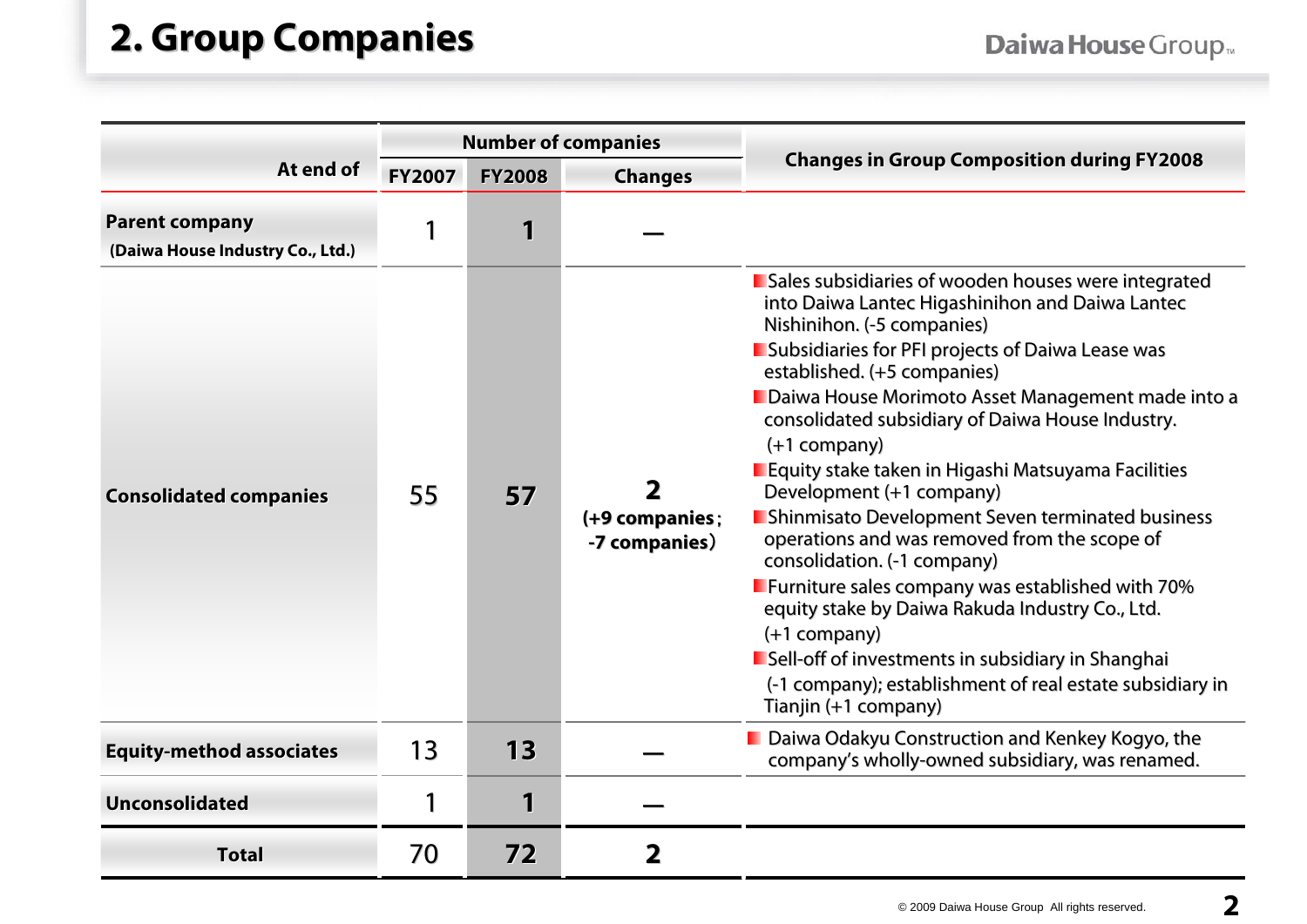# 2. Group Companies

| At end of | Number of companies | | | Changes in Group Composition during FY2008 |
|---|---|---|---|---|
| | FY2007 | FY2008 | Changes | |
| **Parent company** (Daiwa House Industry Co., Ltd.) | 1 | **1** | — | |
| **Consolidated companies** | 55 | **57** | **2** (+9 companies; -7 companies) | ■Sales subsidiaries of wooden houses were integrated into Daiwa Lantec Higashinihon and Daiwa Lantec Nishinihon. (-5 companies) ■Subsidiaries for PFI projects of Daiwa Lease was established. (+5 companies) ■Daiwa House Morimoto Asset Management made into a consolidated subsidiary of Daiwa House Industry. (+1 company) ■Equity stake taken in Higashi Matsuyama Facilities Development (+1 company) ■Shinmisato Development Seven terminated business operations and was removed from the scope of consolidation. (-1 company) ■Furniture sales company was established with 70% equity stake by Daiwa Rakuda Industry Co., Ltd. (+1 company) ■Sell-off of investments in subsidiary in Shanghai (-1 company); establishment of real estate subsidiary in Tianjin (+1 company) |
| **Equity-method associates** | 13 | **13** | — | ■ Daiwa Odakyu Construction and Kenkey Kogyo, the company's wholly-owned subsidiary, was renamed. |
| **Unconsolidated** | 1 | **1** | — | |
| **Total** | 70 | **72** | **2** | |

© 2009 Daiwa House Group All rights reserved.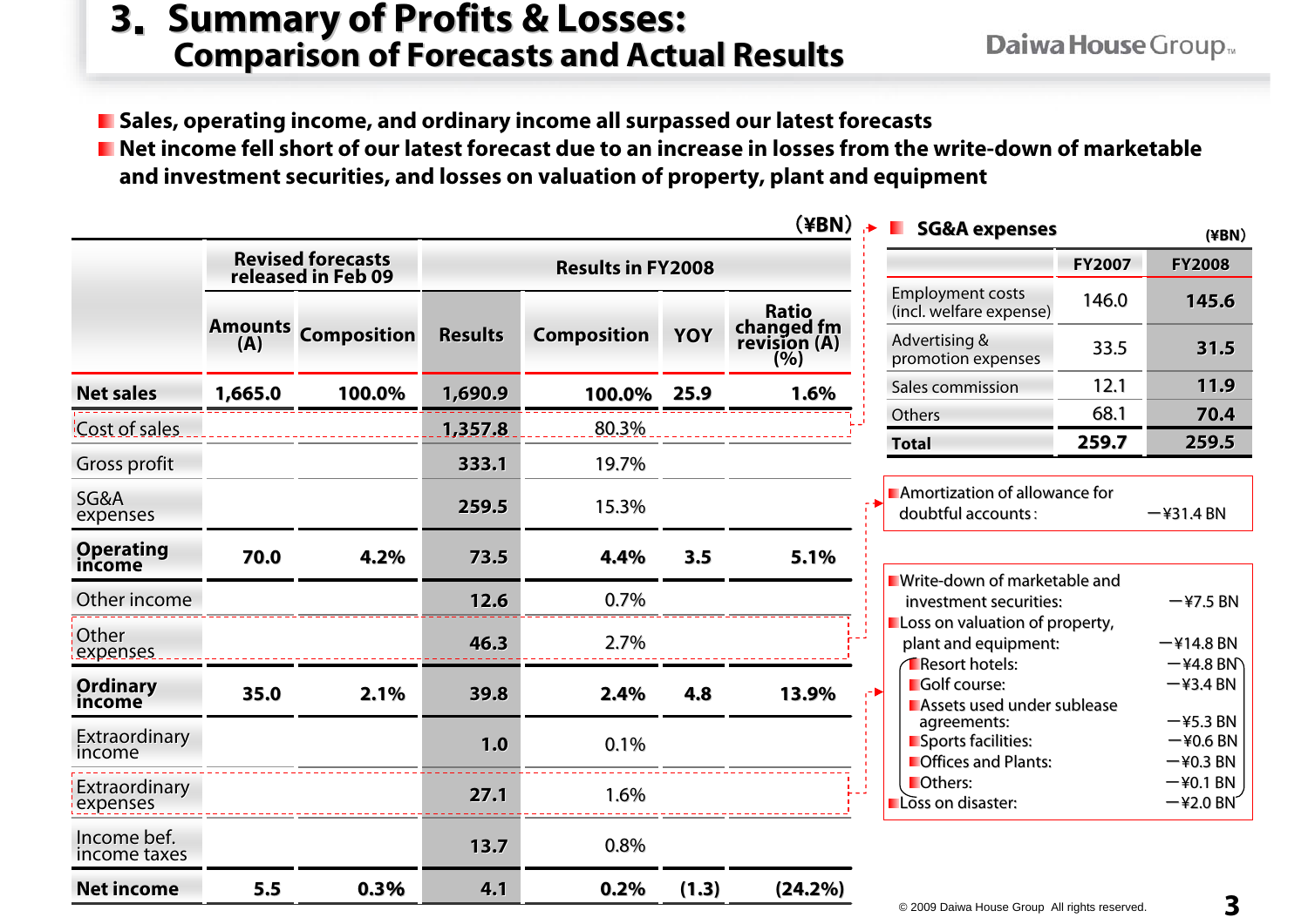# 3. Summary of Profits & Losses: Comparison of Forecasts and Actual Results

- Sales, operating income, and ordinary income all surpassed our latest forecasts
- Net income fell short of our latest forecast due to an increase in losses from the write-down of marketable and investment securities, and losses on valuation of property, plant and equipment

(¥BN)

| | Revised forecasts released in Feb 09 | | Results in FY2008 | | | |
|---|---|---|---|---|---|---|
| | Amounts (A) | Composition | Results | Composition | YOY | Ratio changed fm revision (A) (%) |
| **Net sales** | 1,665.0 | 100.0% | 1,690.9 | 100.0% | 25.9 | 1.6% |
| Cost of sales | | | 1,357.8 | 80.3% | | |
| Gross profit | | | 333.1 | 19.7% | | |
| SG&A expenses | | | 259.5 | 15.3% | | |
| **Operating income** | 70.0 | 4.2% | 73.5 | 4.4% | 3.5 | 5.1% |
| Other income | | | 12.6 | 0.7% | | |
| Other expenses | | | 46.3 | 2.7% | | |
| **Ordinary income** | 35.0 | 2.1% | 39.8 | 2.4% | 4.8 | 13.9% |
| Extraordinary income | | | 1.0 | 0.1% | | |
| Extraordinary expenses | | | 27.1 | 1.6% | | |
| Income bef. income taxes | | | 13.7 | 0.8% | | |
| **Net income** | 5.5 | 0.3% | 4.1 | 0.2% | (1.3) | (24.2%) |

## SG&A expenses

(¥BN)

| | FY2007 | FY2008 |
|---|---|---|
| Employment costs (incl. welfare expense) | 146.0 | 145.6 |
| Advertising & promotion expenses | 33.5 | 31.5 |
| Sales commission | 12.1 | 11.9 |
| Others | 68.1 | 70.4 |
| **Total** | 259.7 | 259.5 |

- Amortization of allowance for doubtful accounts: −¥31.4 BN

- Write-down of marketable and investment securities: −¥7.5 BN
- Loss on valuation of property, plant and equipment: −¥14.8 BN
  - Resort hotels: −¥4.8 BN
  - Golf course: −¥3.4 BN
  - Assets used under sublease agreements: −¥5.3 BN
  - Sports facilities: −¥0.6 BN
  - Offices and Plants: −¥0.3 BN
  - Others: −¥0.1 BN
- Loss on disaster: −¥2.0 BN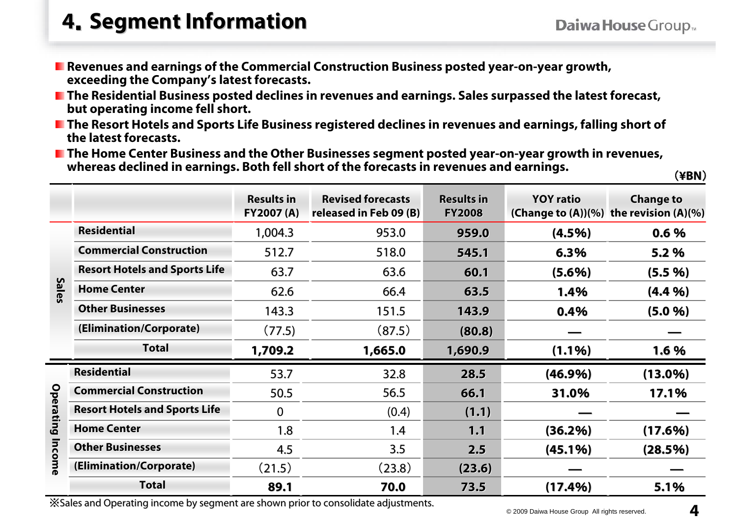# 4. Segment Information

- Revenues and earnings of the Commercial Construction Business posted year-on-year growth, exceeding the Company's latest forecasts.
- The Residential Business posted declines in revenues and earnings. Sales surpassed the latest forecast, but operating income fell short.
- The Resort Hotels and Sports Life Business registered declines in revenues and earnings, falling short of the latest forecasts.
- The Home Center Business and the Other Businesses segment posted year-on-year growth in revenues, whereas declined in earnings. Both fell short of the forecasts in revenues and earnings.

(¥BN)

| | | Results in FY2007 (A) | Revised forecasts released in Feb 09 (B) | Results in FY2008 | YOY ratio (Change to (A))(%) | Change to the revision (A)(%) |
|---|---|---|---|---|---|---|
| Sales | Residential | 1,004.3 | 953.0 | **959.0** | **(4.5%)** | **0.6 %** |
| | Commercial Construction | 512.7 | 518.0 | **545.1** | **6.3%** | **5.2 %** |
| | Resort Hotels and Sports Life | 63.7 | 63.6 | **60.1** | **(5.6%)** | **(5.5 %)** |
| | Home Center | 62.6 | 66.4 | **63.5** | **1.4%** | **(4.4 %)** |
| | Other Businesses | 143.3 | 151.5 | **143.9** | **0.4%** | **(5.0 %)** |
| | (Elimination/Corporate) | (77.5) | (87.5) | **(80.8)** | — | — |
| | Total | **1,709.2** | **1,665.0** | **1,690.9** | **(1.1%)** | **1.6 %** |
| Operating Income | Residential | 53.7 | 32.8 | **28.5** | **(46.9%)** | **(13.0%)** |
| | Commercial Construction | 50.5 | 56.5 | **66.1** | **31.0%** | **17.1%** |
| | Resort Hotels and Sports Life | 0 | (0.4) | **(1.1)** | — | — |
| | Home Center | 1.8 | 1.4 | **1.1** | **(36.2%)** | **(17.6%)** |
| | Other Businesses | 4.5 | 3.5 | **2.5** | **(45.1%)** | **(28.5%)** |
| | (Elimination/Corporate) | (21.5) | (23.8) | **(23.6)** | — | — |
| | Total | **89.1** | **70.0** | **73.5** | **(17.4%)** | **5.1%** |

※Sales and Operating income by segment are shown prior to consolidate adjustments.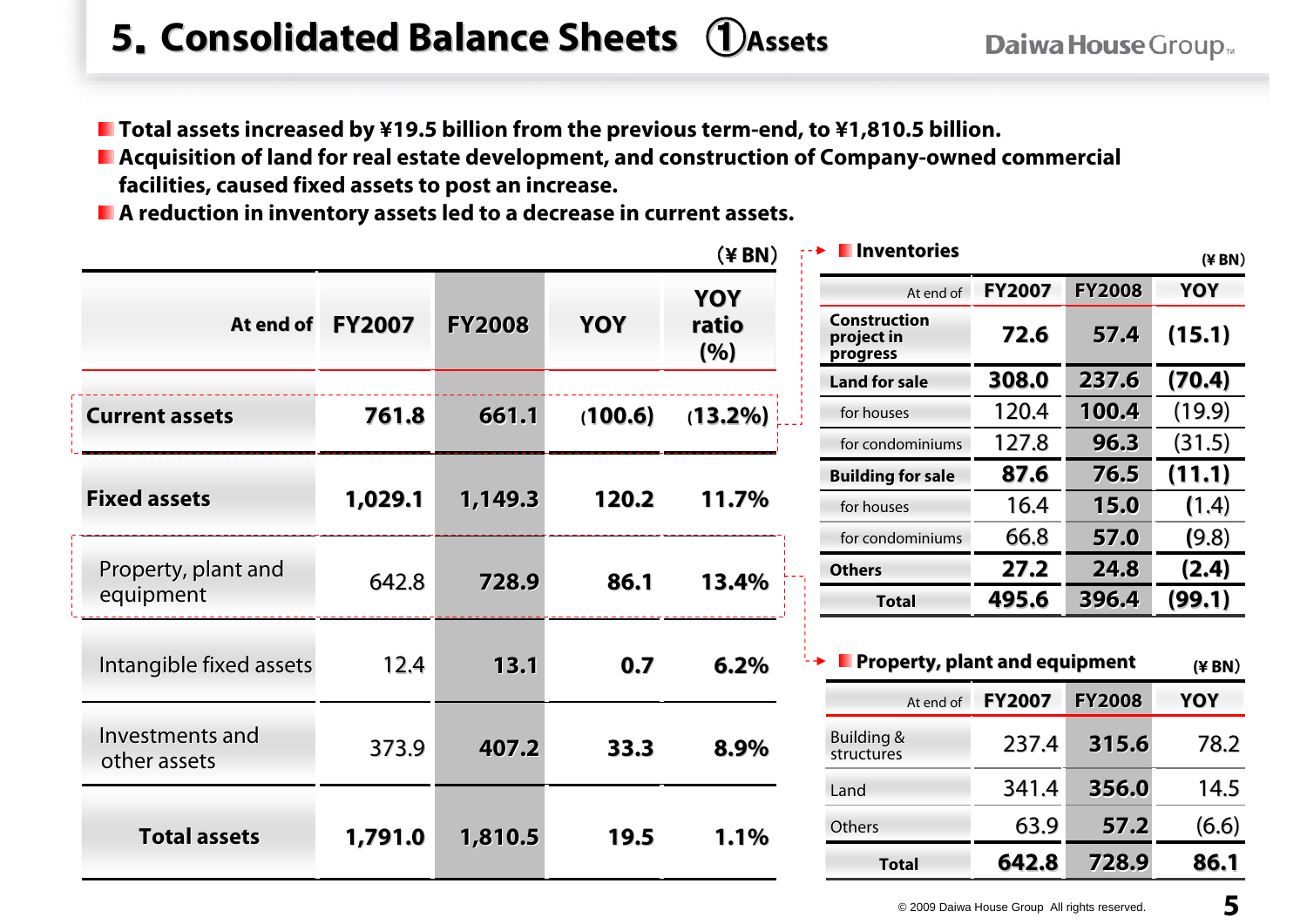# 5. Consolidated Balance Sheets ①Assets

- Total assets increased by ¥19.5 billion from the previous term-end, to ¥1,810.5 billion.
- Acquisition of land for real estate development, and construction of Company-owned commercial facilities, caused fixed assets to post an increase.
- A reduction in inventory assets led to a decrease in current assets.

(¥ BN)

| At end of | FY2007 | FY2008 | YOY | YOY ratio (%) |
|---|---|---|---|---|
| **Current assets** | 761.8 | 661.1 | (100.6) | (13.2%) |
| **Fixed assets** | 1,029.1 | 1,149.3 | 120.2 | 11.7% |
| Property, plant and equipment | 642.8 | 728.9 | 86.1 | 13.4% |
| Intangible fixed assets | 12.4 | 13.1 | 0.7 | 6.2% |
| Investments and other assets | 373.9 | 407.2 | 33.3 | 8.9% |
| **Total assets** | 1,791.0 | 1,810.5 | 19.5 | 1.1% |

## Inventories

(¥ BN)

| At end of | FY2007 | FY2008 | YOY |
|---|---|---|---|
| **Construction project in progress** | 72.6 | 57.4 | (15.1) |
| **Land for sale** | 308.0 | 237.6 | (70.4) |
| for houses | 120.4 | 100.4 | (19.9) |
| for condominiums | 127.8 | 96.3 | (31.5) |
| **Building for sale** | 87.6 | 76.5 | (11.1) |
| for houses | 16.4 | 15.0 | (1.4) |
| for condominiums | 66.8 | 57.0 | (9.8) |
| **Others** | 27.2 | 24.8 | (2.4) |
| **Total** | 495.6 | 396.4 | (99.1) |

## Property, plant and equipment

(¥ BN)

| At end of | FY2007 | FY2008 | YOY |
|---|---|---|---|
| Building & structures | 237.4 | 315.6 | 78.2 |
| Land | 341.4 | 356.0 | 14.5 |
| Others | 63.9 | 57.2 | (6.6) |
| **Total** | 642.8 | 728.9 | 86.1 |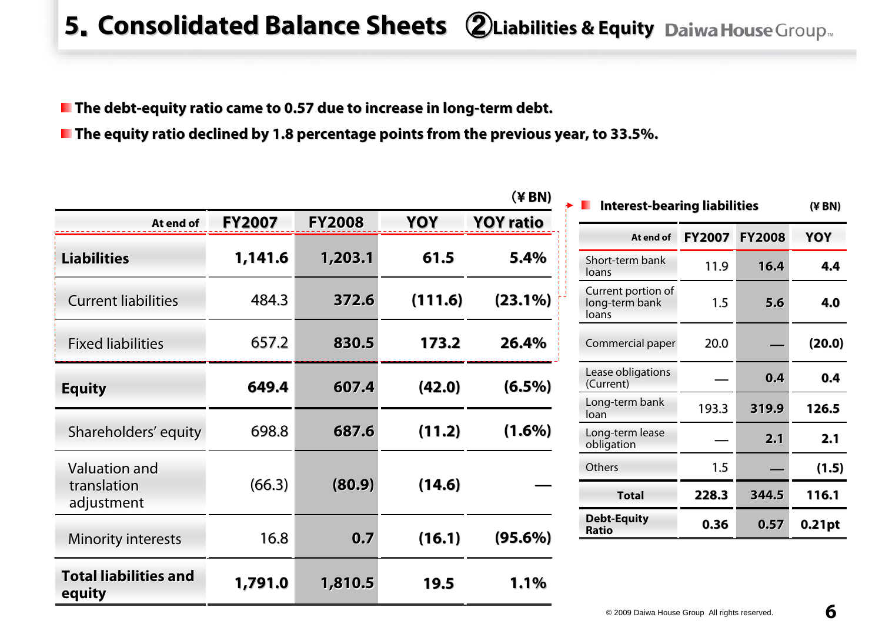# 5. Consolidated Balance Sheets ②Liabilities & Equity

- The debt-equity ratio came to 0.57 due to increase in long-term debt.
- The equity ratio declined by 1.8 percentage points from the previous year, to 33.5%.

(¥ BN)

| At end of | FY2007 | FY2008 | YOY | YOY ratio |
|---|---|---|---|---|
| **Liabilities** | 1,141.6 | 1,203.1 | 61.5 | 5.4% |
| Current liabilities | 484.3 | 372.6 | (111.6) | (23.1%) |
| Fixed liabilities | 657.2 | 830.5 | 173.2 | 26.4% |
| **Equity** | 649.4 | 607.4 | (42.0) | (6.5%) |
| Shareholders' equity | 698.8 | 687.6 | (11.2) | (1.6%) |
| Valuation and translation adjustment | (66.3) | (80.9) | (14.6) | — |
| Minority interests | 16.8 | 0.7 | (16.1) | (95.6%) |
| **Total liabilities and equity** | 1,791.0 | 1,810.5 | 19.5 | 1.1% |

**Interest-bearing liabilities** (¥ BN)

| At end of | FY2007 | FY2008 | YOY |
|---|---|---|---|
| Short-term bank loans | 11.9 | 16.4 | 4.4 |
| Current portion of long-term bank loans | 1.5 | 5.6 | 4.0 |
| Commercial paper | 20.0 | — | (20.0) |
| Lease obligations (Current) | — | 0.4 | 0.4 |
| Long-term bank loan | 193.3 | 319.9 | 126.5 |
| Long-term lease obligation | — | 2.1 | 2.1 |
| Others | 1.5 | — | (1.5) |
| **Total** | 228.3 | 344.5 | 116.1 |
| **Debt-Equity Ratio** | 0.36 | 0.57 | 0.21pt |

© 2009 Daiwa House Group All rights reserved.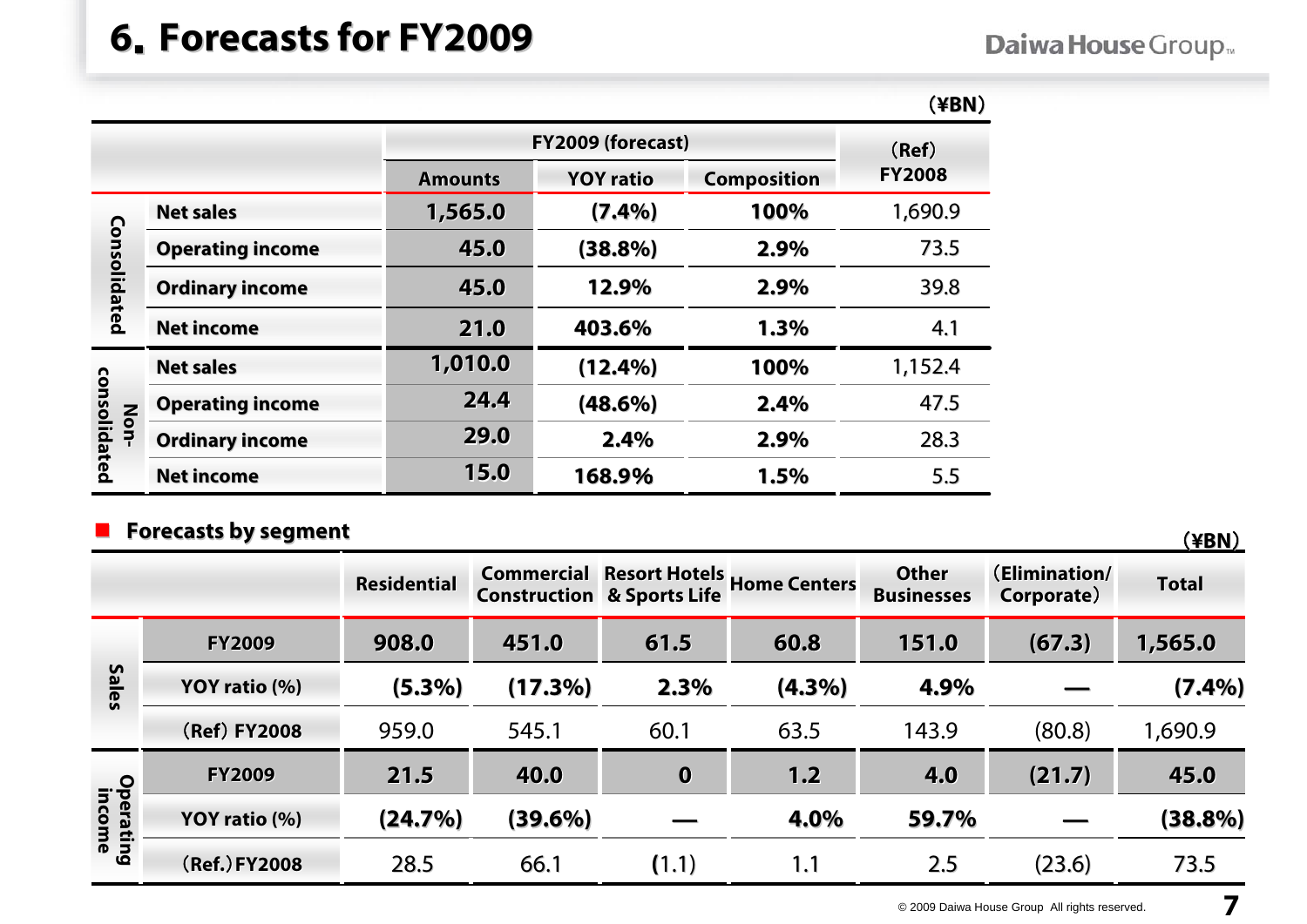# 6. Forecasts for FY2009

(¥BN)

| | | FY2009 (forecast) | | | (Ref) FY2008 |
|---|---|---|---|---|---|
| | | Amounts | YOY ratio | Composition | |
| Consolidated | Net sales | 1,565.0 | (7.4%) | 100% | 1,690.9 |
| | Operating income | 45.0 | (38.8%) | 2.9% | 73.5 |
| | Ordinary income | 45.0 | 12.9% | 2.9% | 39.8 |
| | Net income | 21.0 | 403.6% | 1.3% | 4.1 |
| Non-consolidated | Net sales | 1,010.0 | (12.4%) | 100% | 1,152.4 |
| | Operating income | 24.4 | (48.6%) | 2.4% | 47.5 |
| | Ordinary income | 29.0 | 2.4% | 2.9% | 28.3 |
| | Net income | 15.0 | 168.9% | 1.5% | 5.5 |

## Forecasts by segment

(¥BN)

| | | Residential | Commercial Construction | Resort Hotels & Sports Life | Home Centers | Other Businesses | (Elimination/ Corporate) | Total |
|---|---|---|---|---|---|---|---|---|
| Sales | FY2009 | 908.0 | 451.0 | 61.5 | 60.8 | 151.0 | (67.3) | 1,565.0 |
| | YOY ratio (%) | (5.3%) | (17.3%) | 2.3% | (4.3%) | 4.9% | — | (7.4%) |
| | (Ref) FY2008 | 959.0 | 545.1 | 60.1 | 63.5 | 143.9 | (80.8) | 1,690.9 |
| Operating income | FY2009 | 21.5 | 40.0 | 0 | 1.2 | 4.0 | (21.7) | 45.0 |
| | YOY ratio (%) | (24.7%) | (39.6%) | — | 4.0% | 59.7% | — | (38.8%) |
| | (Ref.) FY2008 | 28.5 | 66.1 | (1.1) | 1.1 | 2.5 | (23.6) | 73.5 |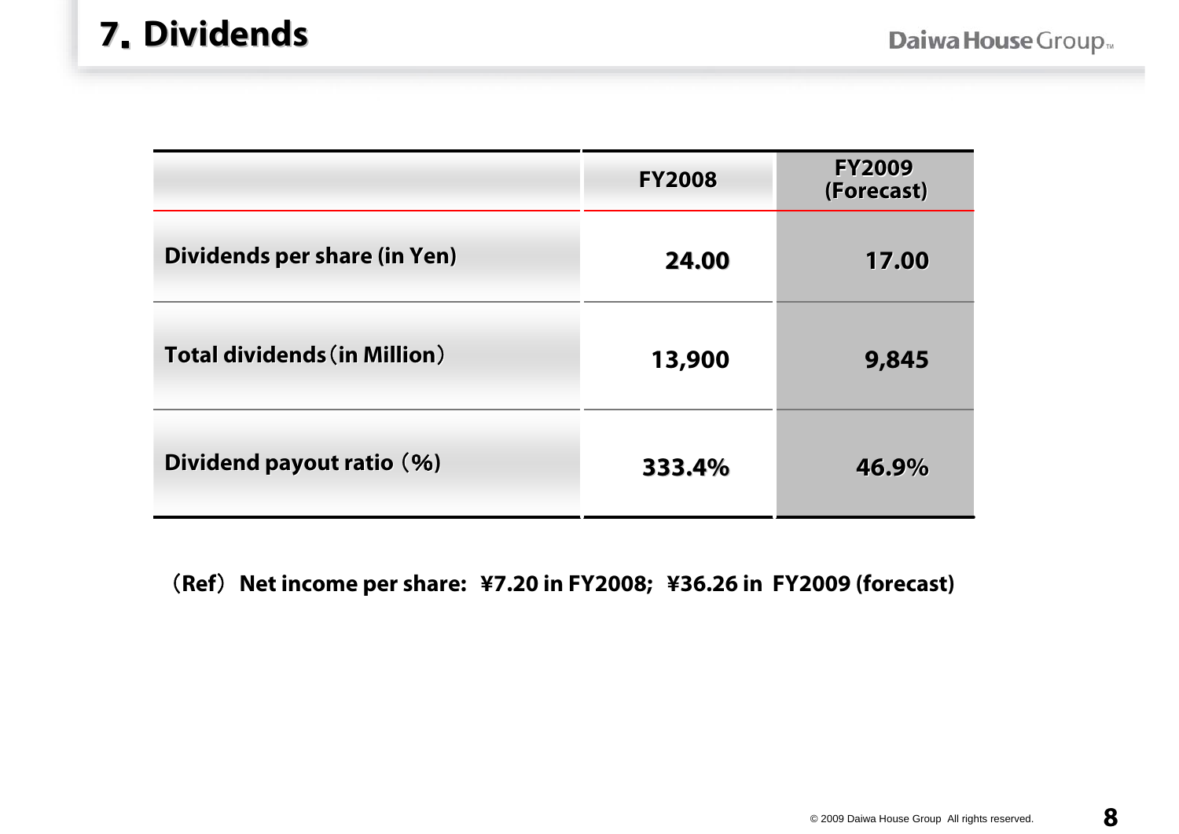# 7. Dividends

| | FY2008 | FY2009 (Forecast) |
|---|---|---|
| Dividends per share (in Yen) | 24.00 | 17.00 |
| Total dividends（in Million） | 13,900 | 9,845 |
| Dividend payout ratio（%） | 333.4% | 46.9% |

（Ref） Net income per share: ¥7.20 in FY2008; ¥36.26 in FY2009 (forecast)